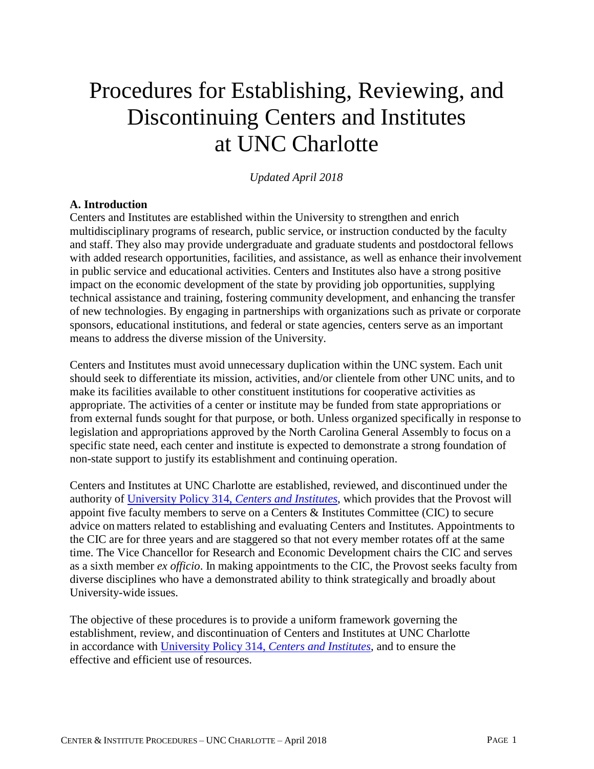# Procedures for Establishing, Reviewing, and Discontinuing Centers and Institutes at UNC Charlotte

*Updated April 2018*

## A. Introduction

Centers and Institutes are established within the University to strengthen and enrich multidisciplinary programs of research, public service, or instruction conducted by the faculty and staff. They also may provide undergraduate and graduate students and postdoctoral fellows with added research opportunities, facilities, and assistance, as well as enhance their involvement in public service and educational activities. Centers and Institutes also have a strong positive impact on the economic development of the state by providing job opportunities, supplying technical assistance and training, fostering community development, and enhancing the transfer of new technologies. By engaging in partnerships with organizations such as private or corporate sponsors, educational institutions, and federal or state agencies, centers serve as an important means to address the diverse mission of the University.

Centers and Institutes must avoid unnecessary duplication within the UNC system. Each unit should seek to differentiate its mission, activities, and/or clientele from other UNC units, and to make its facilities available to other constituent institutions for cooperative activities as appropriate. The activities of a center or institute may be funded from state appropriations or from external funds sought for that purpose, or both. Unless organized specifically in response to legislation and appropriations approved by the North Carolina General Assembly to focus on a specific state need, each center and institute is expected to demonstrate a strong foundation of non-state support to justify its establishment and continuing operation.

Centers and Institutes at UNC Charlotte are established, reviewed, and discontinued under the authority of University Policy 314, *Centers and Institutes*, which provides that the Provost will appoint five faculty members to serve on a Centers & Institutes Committee (CIC) to secure advice on matters related to establishing and evaluating Centers and Institutes. Appointments to the CIC are for three years and are staggered so that not every member rotates off at the same time. The Vice Chancellor for Research and Economic Development chairs the CIC and serves as a sixth member *ex officio*. In making appointments to the CIC, the Provost seeks faculty from diverse disciplines who have a demonstrated ability to think strategically and broadly about University-wide issues.

The objective of these procedures is to provide a uniform framework governing the establishment, review, and discontinuation of Centers and Institutes at UNC Charlotte in accordance with University Policy 314, *Centers and Institutes*, and to ensure the effective and efficient use of resources.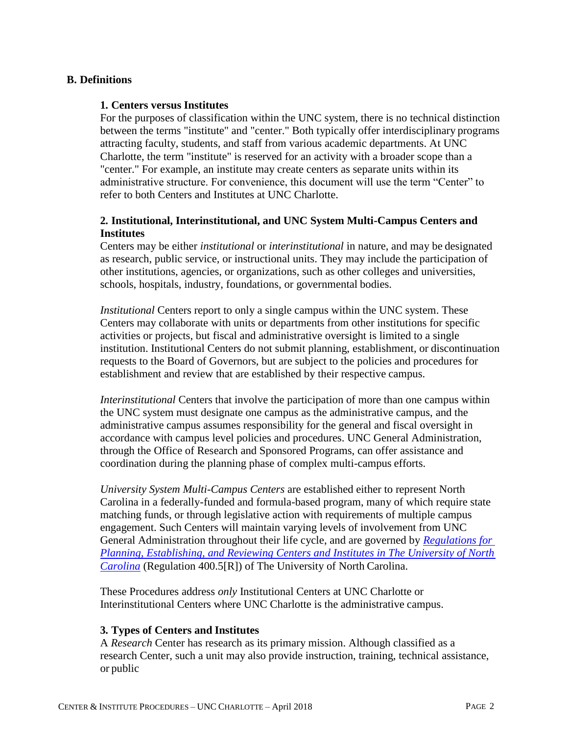## B. Definitions

### 1. Centers versus Institutes

For the purposes of classification within the UNC system, there is no technical distinction between the terms "institute" and "center." Both typically offer interdisciplinary programs attracting faculty, students, and staff from various academic departments. At UNC Charlotte, the term "institute" is reserved for an activity with a broader scope than a "center." For example, an institute may create centers as separate units within its administrative structure. For convenience, this document will use the term "Center" to refer to both Centers and Institutes at UNC Charlotte.

### 2. Institutional, Interinstitutional, and UNC System Multi-Campus Centers and Institutes

Centers may be either *institutional* or *interinstitutional* in nature, and may be designated as research, public service, or instructional units. They may include the participation of other institutions, agencies, or organizations, such as other colleges and universities, schools, hospitals, industry, foundations, or governmental bodies.

*Institutional* Centers report to only a single campus within the UNC system. These Centers may collaborate with units or departments from other institutions for specific activities or projects, but fiscal and administrative oversight is limited to a single institution. Institutional Centers do not submit planning, establishment, or discontinuation requests to the Board of Governors, but are subject to the policies and procedures for establishment and review that are established by their respective campus.

*Interinstitutional* Centers that involve the participation of more than one campus within the UNC system must designate one campus as the administrative campus, and the administrative campus assumes responsibility for the general and fiscal oversight in accordance with campus level policies and procedures. UNC General Administration, through the Office of Research and Sponsored Programs, can offer assistance and coordination during the planning phase of complex multi-campus efforts.

*University System Multi-Campus Centers* are established either to represent North Carolina in a federally-funded and formula-based program, many of which require state matching funds, or through legislative action with requirements of multiple campus engagement. Such Centers will maintain varying levels of involvement from UNC General Administration throughout their life cycle, and are governed by *Regulations for Planning, Establishing, and Reviewing Centers and Institutes in The University of North Carolina* (Regulation 400.5[R]) of The University of North Carolina.

These Procedures address *only* Institutional Centers at UNC Charlotte or Interinstitutional Centers where UNC Charlotte is the administrative campus.

### 3. Types of Centers and Institutes

A *Research* Center has research as its primary mission. Although classified as a research Center, such a unit may also provide instruction, training, technical assistance, or public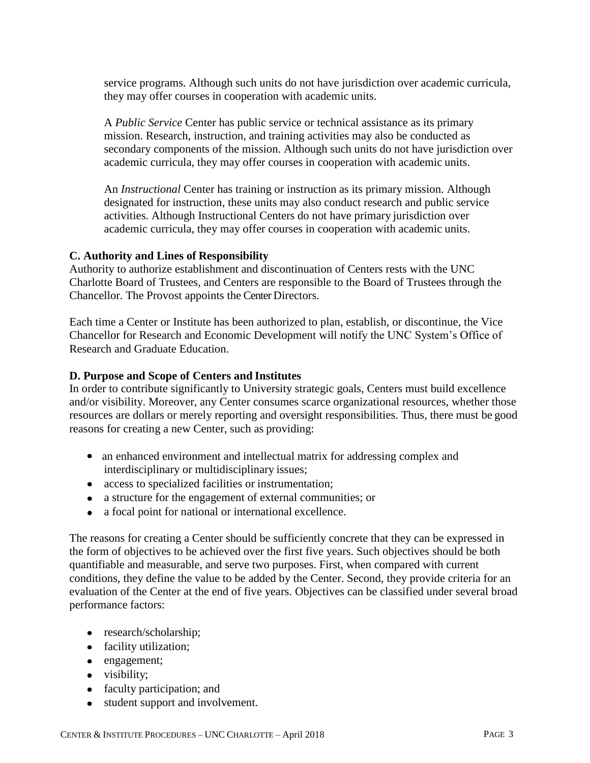service programs. Although such units do not have jurisdiction over academic curricula, they may offer courses in cooperation with academic units.

A *Public Service* Center has public service or technical assistance as its primary mission. Research, instruction, and training activities may also be conducted as secondary components of the mission. Although such units do not have jurisdiction over academic curricula, they may offer courses in cooperation with academic units.

An *Instructional* Center has training or instruction as its primary mission. Although designated for instruction, these units may also conduct research and public service activities. Although Instructional Centers do not have primary jurisdiction over academic curricula, they may offer courses in cooperation with academic units.

**C. Authority and Lines of Responsibility**

Authority to authorize establishment and discontinuation of Centers rests with the UNC Charlotte Board of Trustees, and Centers are responsible to the Board of Trustees through the Chancellor. The Provost appoints the Center Directors.

Each time a Center or Institute has been authorized to plan, establish, or discontinue, the Vice Chancellor for Research and Economic Development will notify the UNC System's Office of Research and Graduate Education.

**D. Purpose and Scope of Centers and Institutes**

In order to contribute significantly to University strategic goals, Centers must build excellence and/or visibility. Moreover, any Center consumes scarce organizational resources, whether those resources are dollars or merely reporting and oversight responsibilities. Thus, there must be good reasons for creating a new Center, such as providing:

- an enhanced environment and intellectual matrix for addressing complex and interdisciplinary or multidisciplinary issues;
- access to specialized facilities or instrumentation;
- a structure for the engagement of external communities; or
- a focal point for national or international excellence.

The reasons for creating a Center should be sufficiently concrete that they can be expressed in the form of objectives to be achieved over the first five years. Such objectives should be both quantifiable and measurable, and serve two purposes. First, when compared with current conditions, they define the value to be added by the Center. Second, they provide criteria for an evaluation of the Center at the end of five years. Objectives can be classified under several broad performance factors:

- research/scholarship;
- facility utilization;
- engagement;
- visibility;
- faculty participation; and
- student support and involvement.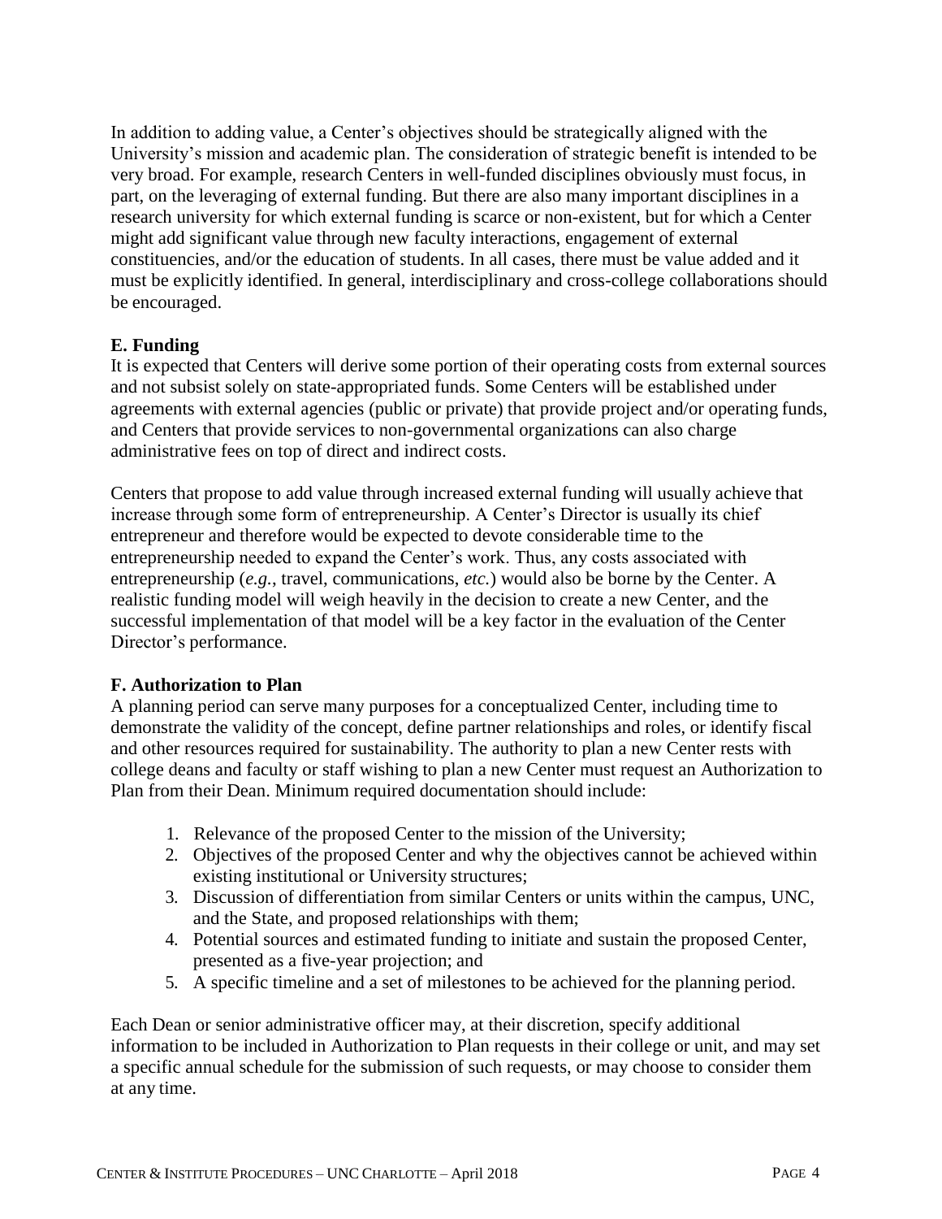In addition to adding value, a Center's objectives should be strategically aligned with the University's mission and academic plan. The consideration of strategic benefit is intended to be very broad. For example, research Centers in well-funded disciplines obviously must focus, in part, on the leveraging of external funding. But there are also many important disciplines in a research university for which external funding is scarce or non-existent, but for which a Center might add significant value through new faculty interactions, engagement of external constituencies, and/or the education of students. In all cases, there must be value added and it must be explicitly identified. In general, interdisciplinary and cross-college collaborations should be encouraged.

### E. Funding

It is expected that Centers will derive some portion of their operating costs from external sources and not subsist solely on state-appropriated funds. Some Centers will be established under agreements with external agencies (public or private) that provide project and/or operating funds, and Centers that provide services to non-governmental organizations can also charge administrative fees on top of direct and indirect costs.

Centers that propose to add value through increased external funding will usually achieve that increase through some form of entrepreneurship. A Center's Director is usually its chief entrepreneur and therefore would be expected to devote considerable time to the entrepreneurship needed to expand the Center's work. Thus, any costs associated with entrepreneurship (*e.g.*, travel, communications, *etc.*) would also be borne by the Center. A realistic funding model will weigh heavily in the decision to create a new Center, and the successful implementation of that model will be a key factor in the evaluation of the Center Director's performance.

### F. Authorization to Plan

A planning period can serve many purposes for a conceptualized Center, including time to demonstrate the validity of the concept, define partner relationships and roles, or identify fiscal and other resources required for sustainability. The authority to plan a new Center rests with college deans and faculty or staff wishing to plan a new Center must request an Authorization to Plan from their Dean. Minimum required documentation should include:

1. Relevance of the proposed Center to the mission of the University;
2. Objectives of the proposed Center and why the objectives cannot be achieved within existing institutional or University structures;
3. Discussion of differentiation from similar Centers or units within the campus, UNC, and the State, and proposed relationships with them;
4. Potential sources and estimated funding to initiate and sustain the proposed Center, presented as a five-year projection; and
5. A specific timeline and a set of milestones to be achieved for the planning period.

Each Dean or senior administrative officer may, at their discretion, specify additional information to be included in Authorization to Plan requests in their college or unit, and may set a specific annual schedule for the submission of such requests, or may choose to consider them at any time.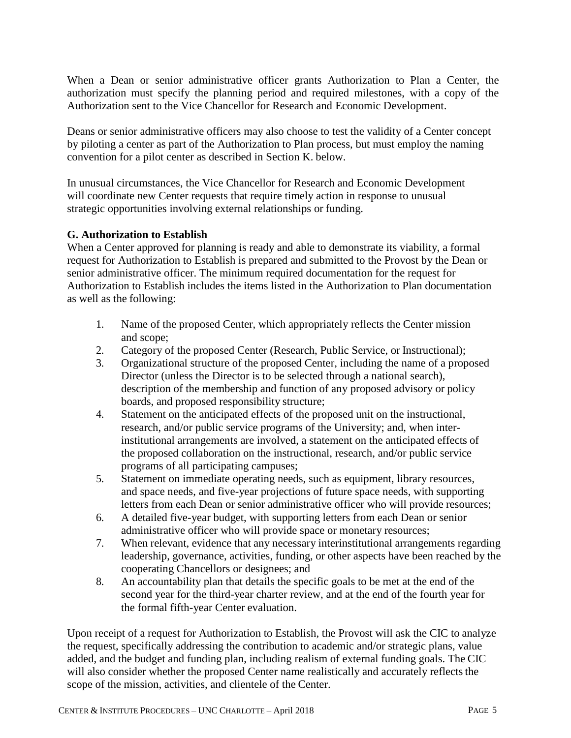When a Dean or senior administrative officer grants Authorization to Plan a Center, the authorization must specify the planning period and required milestones, with a copy of the Authorization sent to the Vice Chancellor for Research and Economic Development.

Deans or senior administrative officers may also choose to test the validity of a Center concept by piloting a center as part of the Authorization to Plan process, but must employ the naming convention for a pilot center as described in Section K. below.

In unusual circumstances, the Vice Chancellor for Research and Economic Development will coordinate new Center requests that require timely action in response to unusual strategic opportunities involving external relationships or funding.

**G. Authorization to Establish**

When a Center approved for planning is ready and able to demonstrate its viability, a formal request for Authorization to Establish is prepared and submitted to the Provost by the Dean or senior administrative officer. The minimum required documentation for the request for Authorization to Establish includes the items listed in the Authorization to Plan documentation as well as the following:

1. Name of the proposed Center, which appropriately reflects the Center mission and scope;
2. Category of the proposed Center (Research, Public Service, or Instructional);
3. Organizational structure of the proposed Center, including the name of a proposed Director (unless the Director is to be selected through a national search), description of the membership and function of any proposed advisory or policy boards, and proposed responsibility structure;
4. Statement on the anticipated effects of the proposed unit on the instructional, research, and/or public service programs of the University; and, when inter-institutional arrangements are involved, a statement on the anticipated effects of the proposed collaboration on the instructional, research, and/or public service programs of all participating campuses;
5. Statement on immediate operating needs, such as equipment, library resources, and space needs, and five-year projections of future space needs, with supporting letters from each Dean or senior administrative officer who will provide resources;
6. A detailed five-year budget, with supporting letters from each Dean or senior administrative officer who will provide space or monetary resources;
7. When relevant, evidence that any necessary interinstitutional arrangements regarding leadership, governance, activities, funding, or other aspects have been reached by the cooperating Chancellors or designees; and
8. An accountability plan that details the specific goals to be met at the end of the second year for the third-year charter review, and at the end of the fourth year for the formal fifth-year Center evaluation.

Upon receipt of a request for Authorization to Establish, the Provost will ask the CIC to analyze the request, specifically addressing the contribution to academic and/or strategic plans, value added, and the budget and funding plan, including realism of external funding goals. The CIC will also consider whether the proposed Center name realistically and accurately reflects the scope of the mission, activities, and clientele of the Center.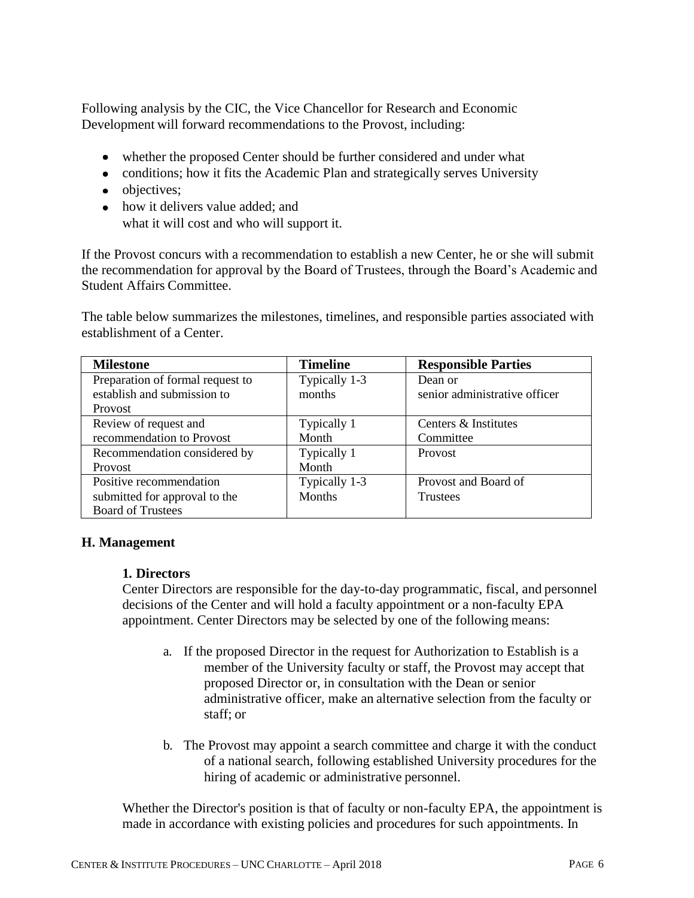Following analysis by the CIC, the Vice Chancellor for Research and Economic Development will forward recommendations to the Provost, including:

- whether the proposed Center should be further considered and under what
- conditions; how it fits the Academic Plan and strategically serves University
- objectives;
- how it delivers value added; and
  what it will cost and who will support it.

If the Provost concurs with a recommendation to establish a new Center, he or she will submit the recommendation for approval by the Board of Trustees, through the Board's Academic and Student Affairs Committee.

The table below summarizes the milestones, timelines, and responsible parties associated with establishment of a Center.

| Milestone | Timeline | Responsible Parties |
|---|---|---|
| Preparation of formal request to establish and submission to Provost | Typically 1-3 months | Dean or senior administrative officer |
| Review of request and recommendation to Provost | Typically 1 Month | Centers & Institutes Committee |
| Recommendation considered by Provost | Typically 1 Month | Provost |
| Positive recommendation submitted for approval to the Board of Trustees | Typically 1-3 Months | Provost and Board of Trustees |

### H. Management

#### 1. Directors

Center Directors are responsible for the day-to-day programmatic, fiscal, and personnel decisions of the Center and will hold a faculty appointment or a non-faculty EPA appointment. Center Directors may be selected by one of the following means:

a. If the proposed Director in the request for Authorization to Establish is a member of the University faculty or staff, the Provost may accept that proposed Director or, in consultation with the Dean or senior administrative officer, make an alternative selection from the faculty or staff; or

b. The Provost may appoint a search committee and charge it with the conduct of a national search, following established University procedures for the hiring of academic or administrative personnel.

Whether the Director's position is that of faculty or non-faculty EPA, the appointment is made in accordance with existing policies and procedures for such appointments. In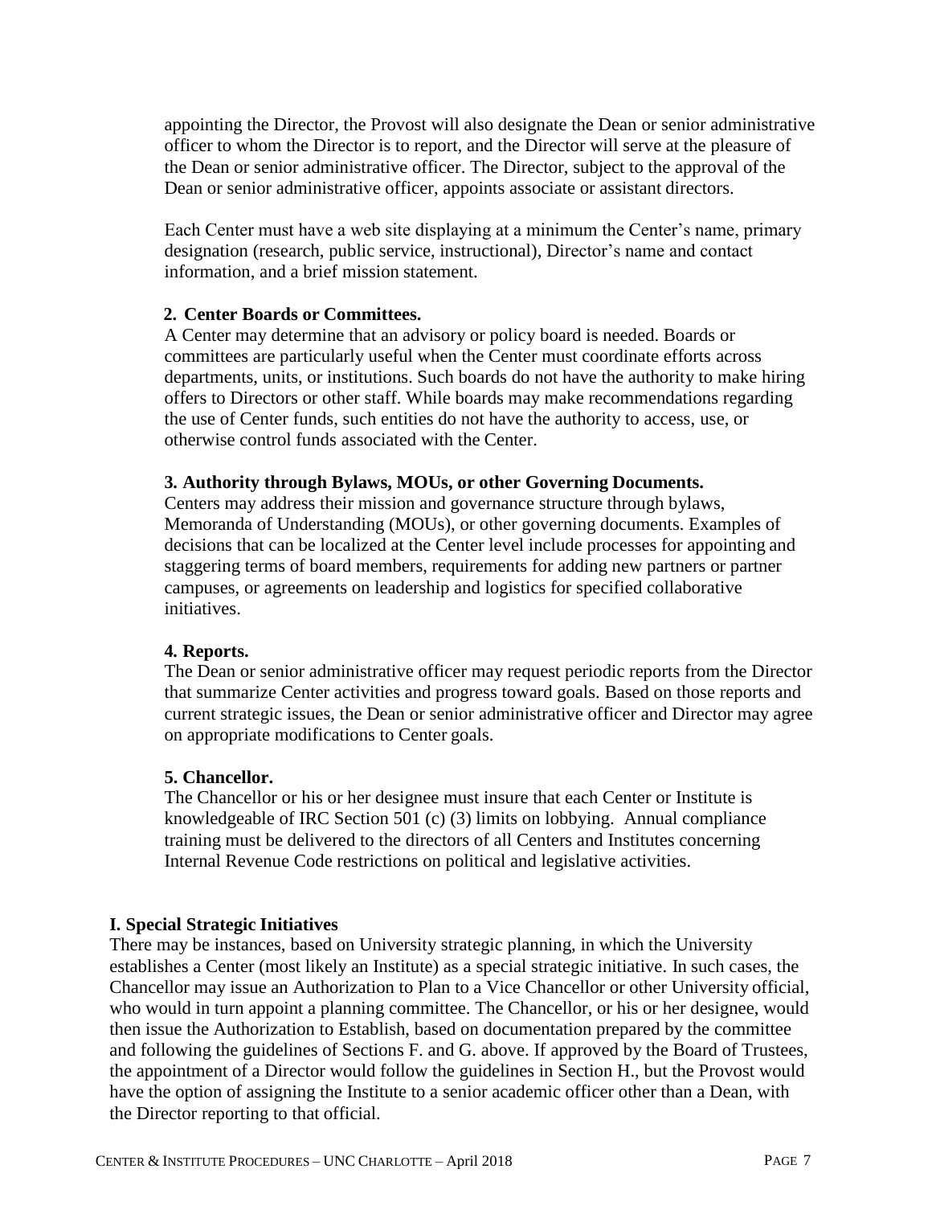appointing the Director, the Provost will also designate the Dean or senior administrative officer to whom the Director is to report, and the Director will serve at the pleasure of the Dean or senior administrative officer. The Director, subject to the approval of the Dean or senior administrative officer, appoints associate or assistant directors.

Each Center must have a web site displaying at a minimum the Center's name, primary designation (research, public service, instructional), Director's name and contact information, and a brief mission statement.

**2. Center Boards or Committees.**

A Center may determine that an advisory or policy board is needed. Boards or committees are particularly useful when the Center must coordinate efforts across departments, units, or institutions. Such boards do not have the authority to make hiring offers to Directors or other staff. While boards may make recommendations regarding the use of Center funds, such entities do not have the authority to access, use, or otherwise control funds associated with the Center.

**3. Authority through Bylaws, MOUs, or other Governing Documents.**

Centers may address their mission and governance structure through bylaws, Memoranda of Understanding (MOUs), or other governing documents. Examples of decisions that can be localized at the Center level include processes for appointing and staggering terms of board members, requirements for adding new partners or partner campuses, or agreements on leadership and logistics for specified collaborative initiatives.

**4. Reports.**

The Dean or senior administrative officer may request periodic reports from the Director that summarize Center activities and progress toward goals. Based on those reports and current strategic issues, the Dean or senior administrative officer and Director may agree on appropriate modifications to Center goals.

**5. Chancellor.**

The Chancellor or his or her designee must insure that each Center or Institute is knowledgeable of IRC Section 501 (c) (3) limits on lobbying. Annual compliance training must be delivered to the directors of all Centers and Institutes concerning Internal Revenue Code restrictions on political and legislative activities.

## I. Special Strategic Initiatives

There may be instances, based on University strategic planning, in which the University establishes a Center (most likely an Institute) as a special strategic initiative. In such cases, the Chancellor may issue an Authorization to Plan to a Vice Chancellor or other University official, who would in turn appoint a planning committee. The Chancellor, or his or her designee, would then issue the Authorization to Establish, based on documentation prepared by the committee and following the guidelines of Sections F. and G. above. If approved by the Board of Trustees, the appointment of a Director would follow the guidelines in Section H., but the Provost would have the option of assigning the Institute to a senior academic officer other than a Dean, with the Director reporting to that official.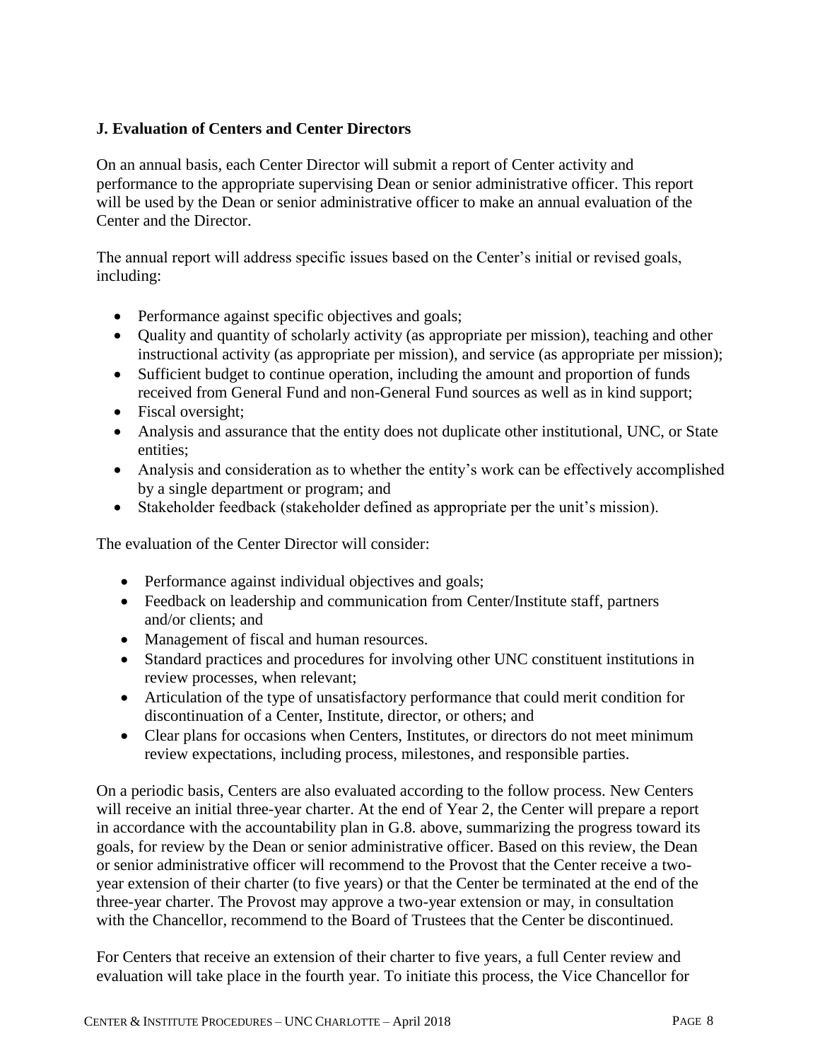### J. Evaluation of Centers and Center Directors

On an annual basis, each Center Director will submit a report of Center activity and performance to the appropriate supervising Dean or senior administrative officer. This report will be used by the Dean or senior administrative officer to make an annual evaluation of the Center and the Director.

The annual report will address specific issues based on the Center's initial or revised goals, including:

- Performance against specific objectives and goals;
- Quality and quantity of scholarly activity (as appropriate per mission), teaching and other instructional activity (as appropriate per mission), and service (as appropriate per mission);
- Sufficient budget to continue operation, including the amount and proportion of funds received from General Fund and non-General Fund sources as well as in kind support;
- Fiscal oversight;
- Analysis and assurance that the entity does not duplicate other institutional, UNC, or State entities;
- Analysis and consideration as to whether the entity's work can be effectively accomplished by a single department or program; and
- Stakeholder feedback (stakeholder defined as appropriate per the unit's mission).

The evaluation of the Center Director will consider:

- Performance against individual objectives and goals;
- Feedback on leadership and communication from Center/Institute staff, partners and/or clients; and
- Management of fiscal and human resources.
- Standard practices and procedures for involving other UNC constituent institutions in review processes, when relevant;
- Articulation of the type of unsatisfactory performance that could merit condition for discontinuation of a Center, Institute, director, or others; and
- Clear plans for occasions when Centers, Institutes, or directors do not meet minimum review expectations, including process, milestones, and responsible parties.

On a periodic basis, Centers are also evaluated according to the follow process. New Centers will receive an initial three-year charter. At the end of Year 2, the Center will prepare a report in accordance with the accountability plan in G.8. above, summarizing the progress toward its goals, for review by the Dean or senior administrative officer. Based on this review, the Dean or senior administrative officer will recommend to the Provost that the Center receive a two-year extension of their charter (to five years) or that the Center be terminated at the end of the three-year charter. The Provost may approve a two-year extension or may, in consultation with the Chancellor, recommend to the Board of Trustees that the Center be discontinued.

For Centers that receive an extension of their charter to five years, a full Center review and evaluation will take place in the fourth year. To initiate this process, the Vice Chancellor for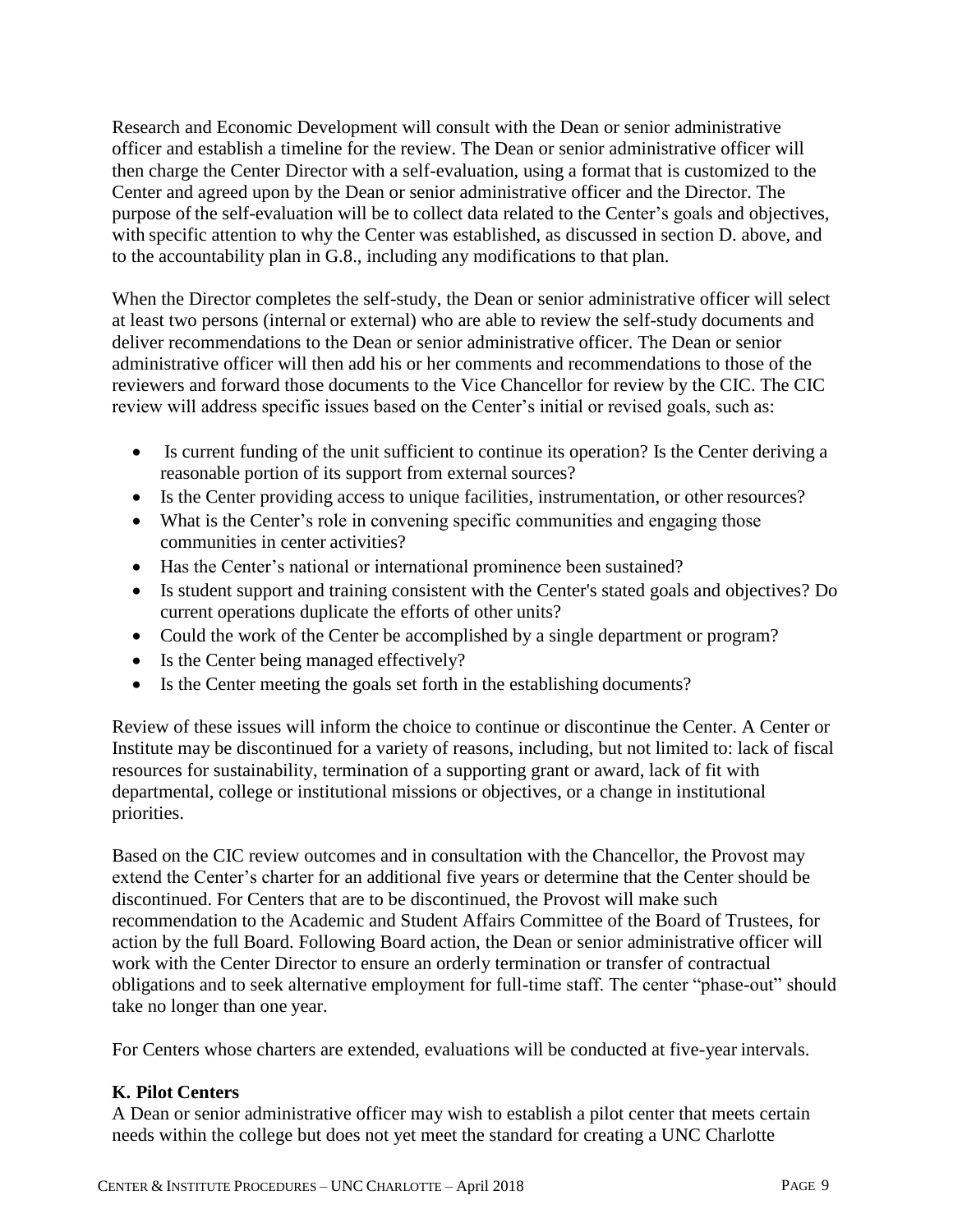Research and Economic Development will consult with the Dean or senior administrative officer and establish a timeline for the review. The Dean or senior administrative officer will then charge the Center Director with a self-evaluation, using a format that is customized to the Center and agreed upon by the Dean or senior administrative officer and the Director. The purpose of the self-evaluation will be to collect data related to the Center's goals and objectives, with specific attention to why the Center was established, as discussed in section D. above, and to the accountability plan in G.8., including any modifications to that plan.

When the Director completes the self-study, the Dean or senior administrative officer will select at least two persons (internal or external) who are able to review the self-study documents and deliver recommendations to the Dean or senior administrative officer. The Dean or senior administrative officer will then add his or her comments and recommendations to those of the reviewers and forward those documents to the Vice Chancellor for review by the CIC. The CIC review will address specific issues based on the Center's initial or revised goals, such as:

- Is current funding of the unit sufficient to continue its operation? Is the Center deriving a reasonable portion of its support from external sources?
- Is the Center providing access to unique facilities, instrumentation, or other resources?
- What is the Center's role in convening specific communities and engaging those communities in center activities?
- Has the Center's national or international prominence been sustained?
- Is student support and training consistent with the Center's stated goals and objectives? Do current operations duplicate the efforts of other units?
- Could the work of the Center be accomplished by a single department or program?
- Is the Center being managed effectively?
- Is the Center meeting the goals set forth in the establishing documents?

Review of these issues will inform the choice to continue or discontinue the Center. A Center or Institute may be discontinued for a variety of reasons, including, but not limited to: lack of fiscal resources for sustainability, termination of a supporting grant or award, lack of fit with departmental, college or institutional missions or objectives, or a change in institutional priorities.

Based on the CIC review outcomes and in consultation with the Chancellor, the Provost may extend the Center's charter for an additional five years or determine that the Center should be discontinued. For Centers that are to be discontinued, the Provost will make such recommendation to the Academic and Student Affairs Committee of the Board of Trustees, for action by the full Board. Following Board action, the Dean or senior administrative officer will work with the Center Director to ensure an orderly termination or transfer of contractual obligations and to seek alternative employment for full-time staff. The center "phase-out" should take no longer than one year.

For Centers whose charters are extended, evaluations will be conducted at five-year intervals.

**K. Pilot Centers**

A Dean or senior administrative officer may wish to establish a pilot center that meets certain needs within the college but does not yet meet the standard for creating a UNC Charlotte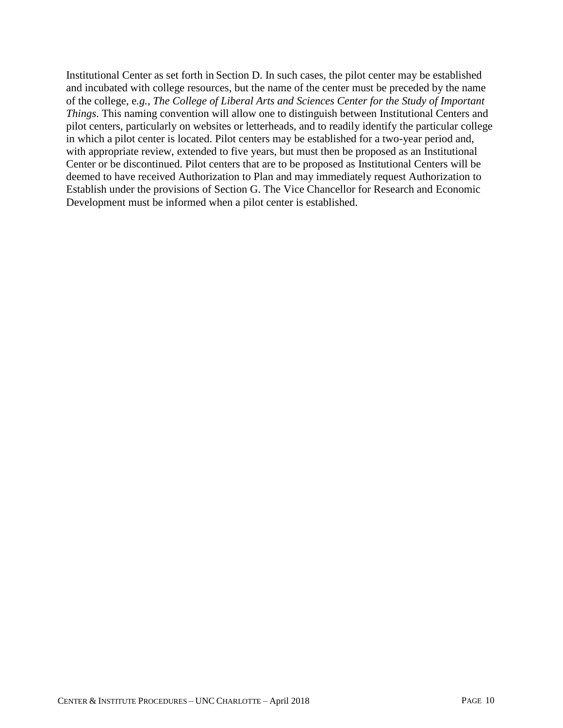Institutional Center as set forth in Section D. In such cases, the pilot center may be established and incubated with college resources, but the name of the center must be preceded by the name of the college, e*.g.*, *The College of Liberal Arts and Sciences Center for the Study of Important Things*. This naming convention will allow one to distinguish between Institutional Centers and pilot centers, particularly on websites or letterheads, and to readily identify the particular college in which a pilot center is located. Pilot centers may be established for a two-year period and, with appropriate review, extended to five years, but must then be proposed as an Institutional Center or be discontinued. Pilot centers that are to be proposed as Institutional Centers will be deemed to have received Authorization to Plan and may immediately request Authorization to Establish under the provisions of Section G. The Vice Chancellor for Research and Economic Development must be informed when a pilot center is established.